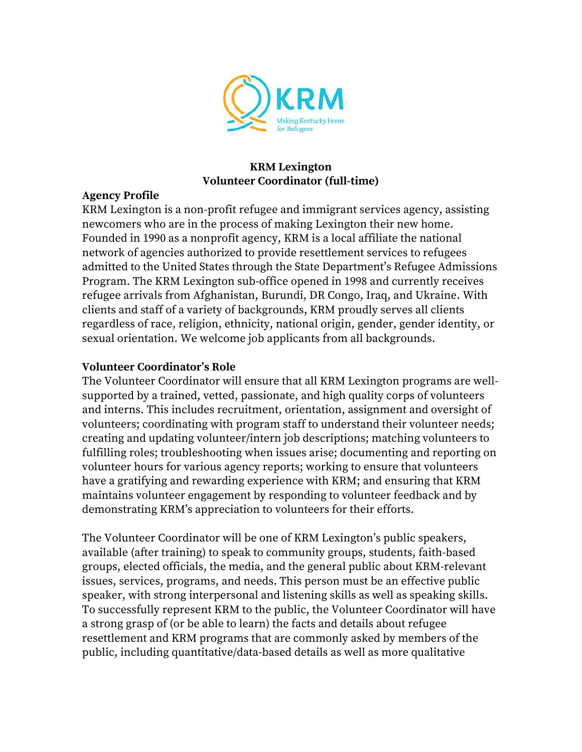KRM

Making Kentucky Home for Refugees

# KRM Lexington
## Volunteer Coordinator (full-time)

### Agency Profile

KRM Lexington is a non-profit refugee and immigrant services agency, assisting newcomers who are in the process of making Lexington their new home. Founded in 1990 as a nonprofit agency, KRM is a local affiliate the national network of agencies authorized to provide resettlement services to refugees admitted to the United States through the State Department's Refugee Admissions Program. The KRM Lexington sub-office opened in 1998 and currently receives refugee arrivals from Afghanistan, Burundi, DR Congo, Iraq, and Ukraine. With clients and staff of a variety of backgrounds, KRM proudly serves all clients regardless of race, religion, ethnicity, national origin, gender, gender identity, or sexual orientation. We welcome job applicants from all backgrounds.

### Volunteer Coordinator's Role

The Volunteer Coordinator will ensure that all KRM Lexington programs are well-supported by a trained, vetted, passionate, and high quality corps of volunteers and interns. This includes recruitment, orientation, assignment and oversight of volunteers; coordinating with program staff to understand their volunteer needs; creating and updating volunteer/intern job descriptions; matching volunteers to fulfilling roles; troubleshooting when issues arise; documenting and reporting on volunteer hours for various agency reports; working to ensure that volunteers have a gratifying and rewarding experience with KRM; and ensuring that KRM maintains volunteer engagement by responding to volunteer feedback and by demonstrating KRM's appreciation to volunteers for their efforts.

The Volunteer Coordinator will be one of KRM Lexington's public speakers, available (after training) to speak to community groups, students, faith-based groups, elected officials, the media, and the general public about KRM-relevant issues, services, programs, and needs. This person must be an effective public speaker, with strong interpersonal and listening skills as well as speaking skills. To successfully represent KRM to the public, the Volunteer Coordinator will have a strong grasp of (or be able to learn) the facts and details about refugee resettlement and KRM programs that are commonly asked by members of the public, including quantitative/data-based details as well as more qualitative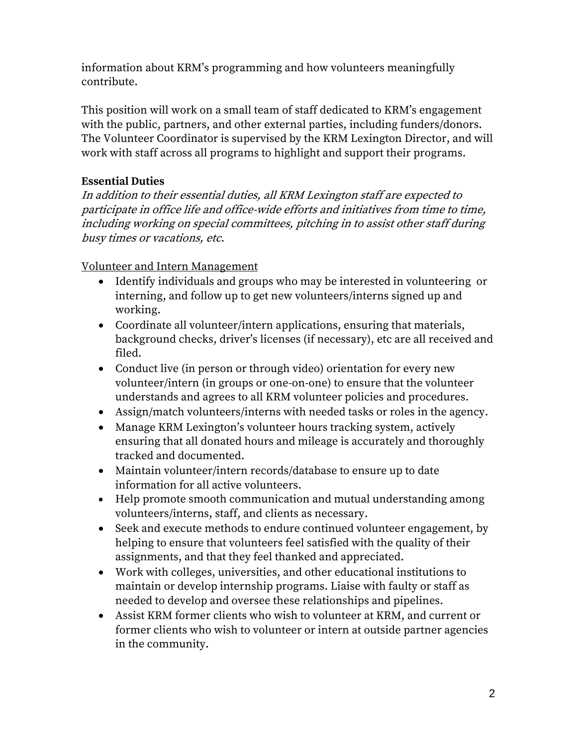information about KRM's programming and how volunteers meaningfully contribute.

This position will work on a small team of staff dedicated to KRM's engagement with the public, partners, and other external parties, including funders/donors. The Volunteer Coordinator is supervised by the KRM Lexington Director, and will work with staff across all programs to highlight and support their programs.

**Essential Duties**

*In addition to their essential duties, all KRM Lexington staff are expected to participate in office life and office-wide efforts and initiatives from time to time, including working on special committees, pitching in to assist other staff during busy times or vacations, etc.*

<u>Volunteer and Intern Management</u>

- Identify individuals and groups who may be interested in volunteering or interning, and follow up to get new volunteers/interns signed up and working.
- Coordinate all volunteer/intern applications, ensuring that materials, background checks, driver's licenses (if necessary), etc are all received and filed.
- Conduct live (in person or through video) orientation for every new volunteer/intern (in groups or one-on-one) to ensure that the volunteer understands and agrees to all KRM volunteer policies and procedures.
- Assign/match volunteers/interns with needed tasks or roles in the agency.
- Manage KRM Lexington's volunteer hours tracking system, actively ensuring that all donated hours and mileage is accurately and thoroughly tracked and documented.
- Maintain volunteer/intern records/database to ensure up to date information for all active volunteers.
- Help promote smooth communication and mutual understanding among volunteers/interns, staff, and clients as necessary.
- Seek and execute methods to endure continued volunteer engagement, by helping to ensure that volunteers feel satisfied with the quality of their assignments, and that they feel thanked and appreciated.
- Work with colleges, universities, and other educational institutions to maintain or develop internship programs. Liaise with faulty or staff as needed to develop and oversee these relationships and pipelines.
- Assist KRM former clients who wish to volunteer at KRM, and current or former clients who wish to volunteer or intern at outside partner agencies in the community.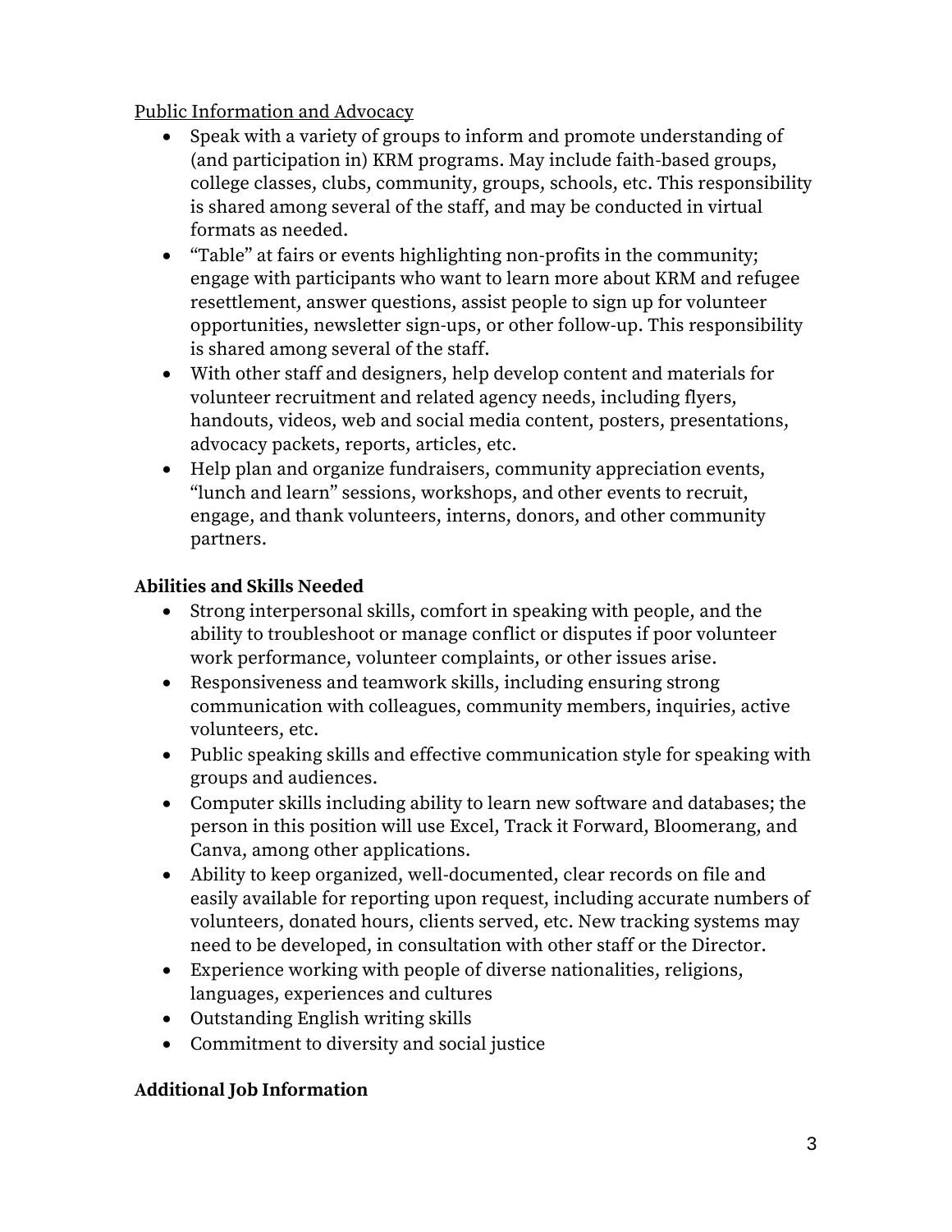<u>Public Information and Advocacy</u>

- Speak with a variety of groups to inform and promote understanding of (and participation in) KRM programs. May include faith-based groups, college classes, clubs, community, groups, schools, etc. This responsibility is shared among several of the staff, and may be conducted in virtual formats as needed.
- "Table" at fairs or events highlighting non-profits in the community; engage with participants who want to learn more about KRM and refugee resettlement, answer questions, assist people to sign up for volunteer opportunities, newsletter sign-ups, or other follow-up. This responsibility is shared among several of the staff.
- With other staff and designers, help develop content and materials for volunteer recruitment and related agency needs, including flyers, handouts, videos, web and social media content, posters, presentations, advocacy packets, reports, articles, etc.
- Help plan and organize fundraisers, community appreciation events, "lunch and learn" sessions, workshops, and other events to recruit, engage, and thank volunteers, interns, donors, and other community partners.

**Abilities and Skills Needed**

- Strong interpersonal skills, comfort in speaking with people, and the ability to troubleshoot or manage conflict or disputes if poor volunteer work performance, volunteer complaints, or other issues arise.
- Responsiveness and teamwork skills, including ensuring strong communication with colleagues, community members, inquiries, active volunteers, etc.
- Public speaking skills and effective communication style for speaking with groups and audiences.
- Computer skills including ability to learn new software and databases; the person in this position will use Excel, Track it Forward, Bloomerang, and Canva, among other applications.
- Ability to keep organized, well-documented, clear records on file and easily available for reporting upon request, including accurate numbers of volunteers, donated hours, clients served, etc. New tracking systems may need to be developed, in consultation with other staff or the Director.
- Experience working with people of diverse nationalities, religions, languages, experiences and cultures
- Outstanding English writing skills
- Commitment to diversity and social justice

**Additional Job Information**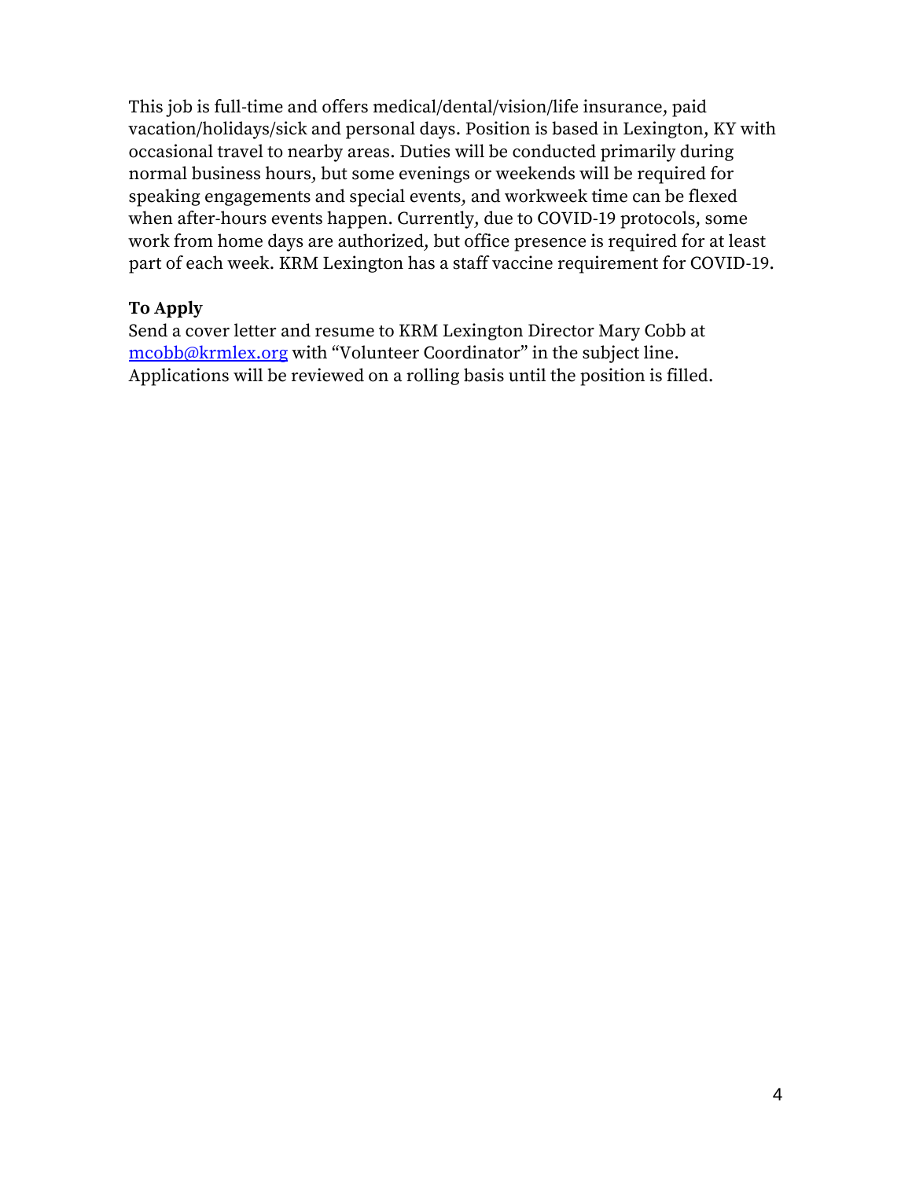This job is full-time and offers medical/dental/vision/life insurance, paid vacation/holidays/sick and personal days. Position is based in Lexington, KY with occasional travel to nearby areas. Duties will be conducted primarily during normal business hours, but some evenings or weekends will be required for speaking engagements and special events, and workweek time can be flexed when after-hours events happen. Currently, due to COVID-19 protocols, some work from home days are authorized, but office presence is required for at least part of each week. KRM Lexington has a staff vaccine requirement for COVID-19.

**To Apply**

Send a cover letter and resume to KRM Lexington Director Mary Cobb at mcobb@krmlex.org with "Volunteer Coordinator" in the subject line. Applications will be reviewed on a rolling basis until the position is filled.